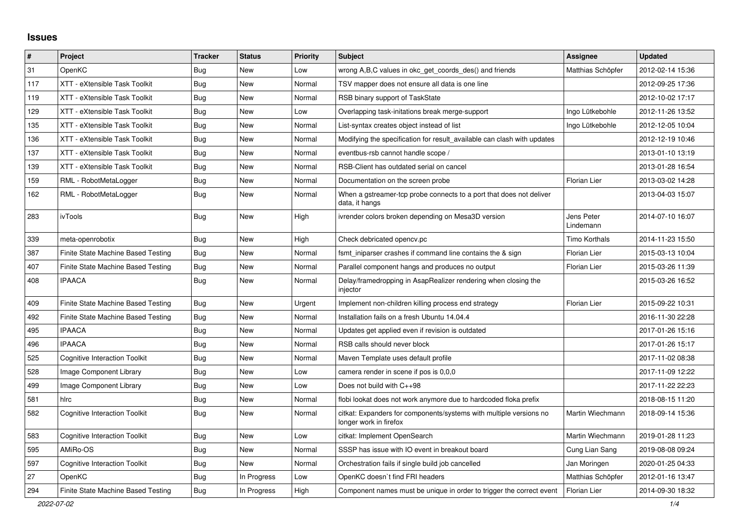## Issues

| # | Project | Tracker | Status | Priority | Subject | Assignee | Updated |
|---|---|---|---|---|---|---|---|
| 31 | OpenKC | Bug | New | Low | wrong A,B,C values in okc_get_coords_des() and friends | Matthias Schöpfer | 2012-02-14 15:36 |
| 117 | XTT - eXtensible Task Toolkit | Bug | New | Normal | TSV mapper does not ensure all data is one line | | 2012-09-25 17:36 |
| 119 | XTT - eXtensible Task Toolkit | Bug | New | Normal | RSB binary support of TaskState | | 2012-10-02 17:17 |
| 129 | XTT - eXtensible Task Toolkit | Bug | New | Low | Overlapping task-initations break merge-support | Ingo Lütkebohle | 2012-11-26 13:52 |
| 135 | XTT - eXtensible Task Toolkit | Bug | New | Normal | List-syntax creates object instead of list | Ingo Lütkebohle | 2012-12-05 10:04 |
| 136 | XTT - eXtensible Task Toolkit | Bug | New | Normal | Modifying the specification for result_available can clash with updates | | 2012-12-19 10:46 |
| 137 | XTT - eXtensible Task Toolkit | Bug | New | Normal | eventbus-rsb cannot handle scope / | | 2013-01-10 13:19 |
| 139 | XTT - eXtensible Task Toolkit | Bug | New | Normal | RSB-Client has outdated serial on cancel | | 2013-01-28 16:54 |
| 159 | RML - RobotMetaLogger | Bug | New | Normal | Documentation on the screen probe | Florian Lier | 2013-03-02 14:28 |
| 162 | RML - RobotMetaLogger | Bug | New | Normal | When a gstreamer-tcp probe connects to a port that does not deliver data, it hangs | | 2013-04-03 15:07 |
| 283 | ivTools | Bug | New | High | ivrender colors broken depending on Mesa3D version | Jens Peter Lindemann | 2014-07-10 16:07 |
| 339 | meta-openrobotix | Bug | New | High | Check debricated opencv.pc | Timo Korthals | 2014-11-23 15:50 |
| 387 | Finite State Machine Based Testing | Bug | New | Normal | fsmt_iniparser crashes if command line contains the & sign | Florian Lier | 2015-03-13 10:04 |
| 407 | Finite State Machine Based Testing | Bug | New | Normal | Parallel component hangs and produces no output | Florian Lier | 2015-03-26 11:39 |
| 408 | IPAACA | Bug | New | Normal | Delay/framedropping in AsapRealizer rendering when closing the injector | | 2015-03-26 16:52 |
| 409 | Finite State Machine Based Testing | Bug | New | Urgent | Implement non-children killing process end strategy | Florian Lier | 2015-09-22 10:31 |
| 492 | Finite State Machine Based Testing | Bug | New | Normal | Installation fails on a fresh Ubuntu 14.04.4 | | 2016-11-30 22:28 |
| 495 | IPAACA | Bug | New | Normal | Updates get applied even if revision is outdated | | 2017-01-26 15:16 |
| 496 | IPAACA | Bug | New | Normal | RSB calls should never block | | 2017-01-26 15:17 |
| 525 | Cognitive Interaction Toolkit | Bug | New | Normal | Maven Template uses default profile | | 2017-11-02 08:38 |
| 528 | Image Component Library | Bug | New | Low | camera render in scene if pos is 0,0,0 | | 2017-11-09 12:22 |
| 499 | Image Component Library | Bug | New | Low | Does not build with C++98 | | 2017-11-22 22:23 |
| 581 | hlrc | Bug | New | Normal | flobi lookat does not work anymore due to hardcoded floka prefix | | 2018-08-15 11:20 |
| 582 | Cognitive Interaction Toolkit | Bug | New | Normal | citkat: Expanders for components/systems with multiple versions no longer work in firefox | Martin Wiechmann | 2018-09-14 15:36 |
| 583 | Cognitive Interaction Toolkit | Bug | New | Low | citkat: Implement OpenSearch | Martin Wiechmann | 2019-01-28 11:23 |
| 595 | AMiRo-OS | Bug | New | Normal | SSSP has issue with IO event in breakout board | Cung Lian Sang | 2019-08-08 09:24 |
| 597 | Cognitive Interaction Toolkit | Bug | New | Normal | Orchestration fails if single build job cancelled | Jan Moringen | 2020-01-25 04:33 |
| 27 | OpenKC | Bug | In Progress | Low | OpenKC doesn`t find FRI headers | Matthias Schöpfer | 2012-01-16 13:47 |
| 294 | Finite State Machine Based Testing | Bug | In Progress | High | Component names must be unique in order to trigger the correct event | Florian Lier | 2014-09-30 18:32 |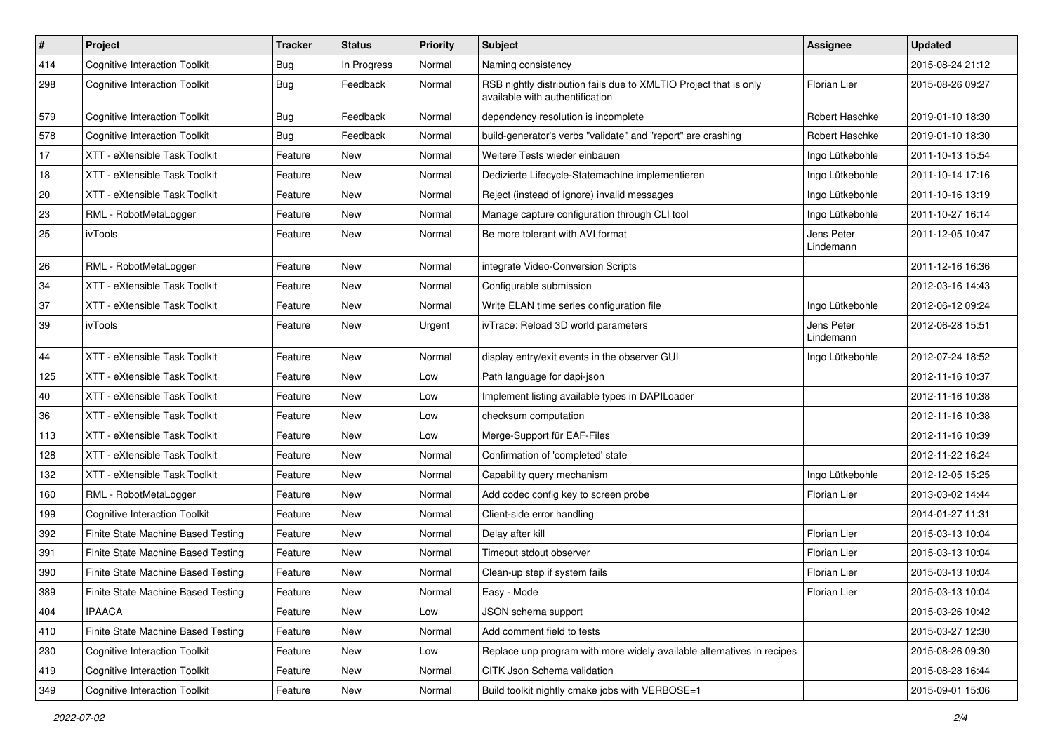| # | Project | Tracker | Status | Priority | Subject | Assignee | Updated |
|---|---|---|---|---|---|---|---|
| 414 | Cognitive Interaction Toolkit | Bug | In Progress | Normal | Naming consistency | | 2015-08-24 21:12 |
| 298 | Cognitive Interaction Toolkit | Bug | Feedback | Normal | RSB nightly distribution fails due to XMLTIO Project that is only available with authentification | Florian Lier | 2015-08-26 09:27 |
| 579 | Cognitive Interaction Toolkit | Bug | Feedback | Normal | dependency resolution is incomplete | Robert Haschke | 2019-01-10 18:30 |
| 578 | Cognitive Interaction Toolkit | Bug | Feedback | Normal | build-generator's verbs "validate" and "report" are crashing | Robert Haschke | 2019-01-10 18:30 |
| 17 | XTT - eXtensible Task Toolkit | Feature | New | Normal | Weitere Tests wieder einbauen | Ingo Lütkebohle | 2011-10-13 15:54 |
| 18 | XTT - eXtensible Task Toolkit | Feature | New | Normal | Dedizierte Lifecycle-Statemachine implementieren | Ingo Lütkebohle | 2011-10-14 17:16 |
| 20 | XTT - eXtensible Task Toolkit | Feature | New | Normal | Reject (instead of ignore) invalid messages | Ingo Lütkebohle | 2011-10-16 13:19 |
| 23 | RML - RobotMetaLogger | Feature | New | Normal | Manage capture configuration through CLI tool | Ingo Lütkebohle | 2011-10-27 16:14 |
| 25 | ivTools | Feature | New | Normal | Be more tolerant with AVI format | Jens Peter Lindemann | 2011-12-05 10:47 |
| 26 | RML - RobotMetaLogger | Feature | New | Normal | integrate Video-Conversion Scripts | | 2011-12-16 16:36 |
| 34 | XTT - eXtensible Task Toolkit | Feature | New | Normal | Configurable submission | | 2012-03-16 14:43 |
| 37 | XTT - eXtensible Task Toolkit | Feature | New | Normal | Write ELAN time series configuration file | Ingo Lütkebohle | 2012-06-12 09:24 |
| 39 | ivTools | Feature | New | Urgent | ivTrace: Reload 3D world parameters | Jens Peter Lindemann | 2012-06-28 15:51 |
| 44 | XTT - eXtensible Task Toolkit | Feature | New | Normal | display entry/exit events in the observer GUI | Ingo Lütkebohle | 2012-07-24 18:52 |
| 125 | XTT - eXtensible Task Toolkit | Feature | New | Low | Path language for dapi-json | | 2012-11-16 10:37 |
| 40 | XTT - eXtensible Task Toolkit | Feature | New | Low | Implement listing available types in DAPILoader | | 2012-11-16 10:38 |
| 36 | XTT - eXtensible Task Toolkit | Feature | New | Low | checksum computation | | 2012-11-16 10:38 |
| 113 | XTT - eXtensible Task Toolkit | Feature | New | Low | Merge-Support für EAF-Files | | 2012-11-16 10:39 |
| 128 | XTT - eXtensible Task Toolkit | Feature | New | Normal | Confirmation of 'completed' state | | 2012-11-22 16:24 |
| 132 | XTT - eXtensible Task Toolkit | Feature | New | Normal | Capability query mechanism | Ingo Lütkebohle | 2012-12-05 15:25 |
| 160 | RML - RobotMetaLogger | Feature | New | Normal | Add codec config key to screen probe | Florian Lier | 2013-03-02 14:44 |
| 199 | Cognitive Interaction Toolkit | Feature | New | Normal | Client-side error handling | | 2014-01-27 11:31 |
| 392 | Finite State Machine Based Testing | Feature | New | Normal | Delay after kill | Florian Lier | 2015-03-13 10:04 |
| 391 | Finite State Machine Based Testing | Feature | New | Normal | Timeout stdout observer | Florian Lier | 2015-03-13 10:04 |
| 390 | Finite State Machine Based Testing | Feature | New | Normal | Clean-up step if system fails | Florian Lier | 2015-03-13 10:04 |
| 389 | Finite State Machine Based Testing | Feature | New | Normal | Easy - Mode | Florian Lier | 2015-03-13 10:04 |
| 404 | IPAACA | Feature | New | Low | JSON schema support | | 2015-03-26 10:42 |
| 410 | Finite State Machine Based Testing | Feature | New | Normal | Add comment field to tests | | 2015-03-27 12:30 |
| 230 | Cognitive Interaction Toolkit | Feature | New | Low | Replace unp program with more widely available alternatives in recipes | | 2015-08-26 09:30 |
| 419 | Cognitive Interaction Toolkit | Feature | New | Normal | CITK Json Schema validation | | 2015-08-28 16:44 |
| 349 | Cognitive Interaction Toolkit | Feature | New | Normal | Build toolkit nightly cmake jobs with VERBOSE=1 | | 2015-09-01 15:06 |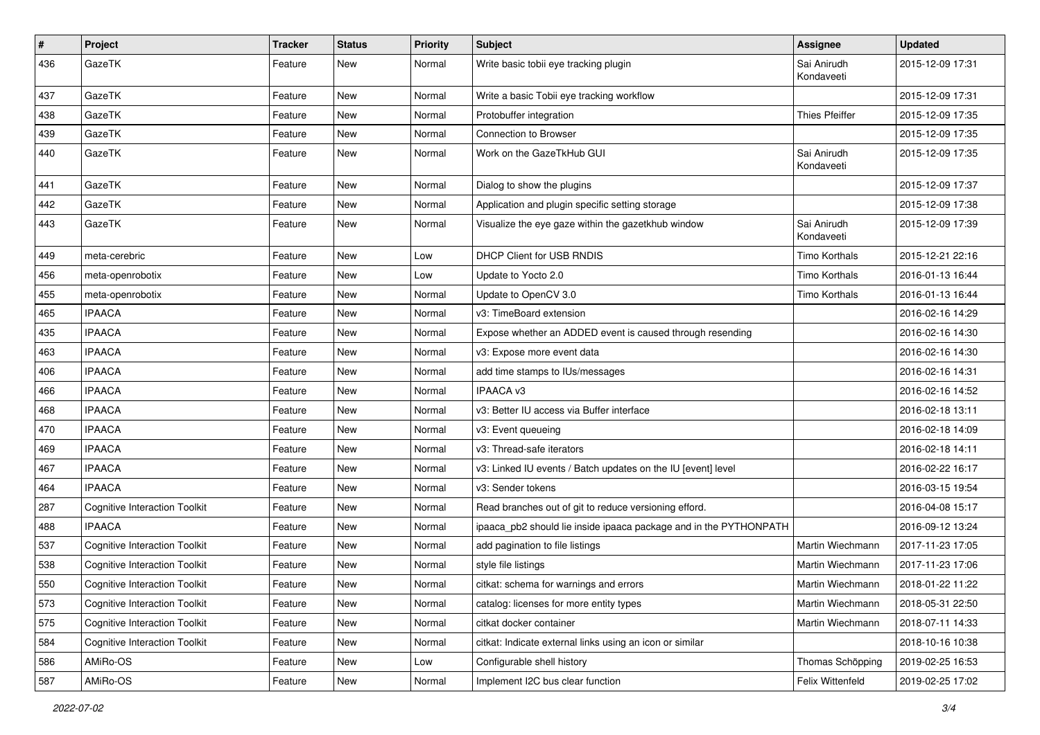| # | Project | Tracker | Status | Priority | Subject | Assignee | Updated |
|---|---|---|---|---|---|---|---|
| 436 | GazeTK | Feature | New | Normal | Write basic tobii eye tracking plugin | Sai Anirudh Kondaveeti | 2015-12-09 17:31 |
| 437 | GazeTK | Feature | New | Normal | Write a basic Tobii eye tracking workflow | | 2015-12-09 17:31 |
| 438 | GazeTK | Feature | New | Normal | Protobuffer integration | Thies Pfeiffer | 2015-12-09 17:35 |
| 439 | GazeTK | Feature | New | Normal | Connection to Browser | | 2015-12-09 17:35 |
| 440 | GazeTK | Feature | New | Normal | Work on the GazeTkHub GUI | Sai Anirudh Kondaveeti | 2015-12-09 17:35 |
| 441 | GazeTK | Feature | New | Normal | Dialog to show the plugins | | 2015-12-09 17:37 |
| 442 | GazeTK | Feature | New | Normal | Application and plugin specific setting storage | | 2015-12-09 17:38 |
| 443 | GazeTK | Feature | New | Normal | Visualize the eye gaze within the gazetkhub window | Sai Anirudh Kondaveeti | 2015-12-09 17:39 |
| 449 | meta-cerebric | Feature | New | Low | DHCP Client for USB RNDIS | Timo Korthals | 2015-12-21 22:16 |
| 456 | meta-openrobotix | Feature | New | Low | Update to Yocto 2.0 | Timo Korthals | 2016-01-13 16:44 |
| 455 | meta-openrobotix | Feature | New | Normal | Update to OpenCV 3.0 | Timo Korthals | 2016-01-13 16:44 |
| 465 | IPAACA | Feature | New | Normal | v3: TimeBoard extension | | 2016-02-16 14:29 |
| 435 | IPAACA | Feature | New | Normal | Expose whether an ADDED event is caused through resending | | 2016-02-16 14:30 |
| 463 | IPAACA | Feature | New | Normal | v3: Expose more event data | | 2016-02-16 14:30 |
| 406 | IPAACA | Feature | New | Normal | add time stamps to IUs/messages | | 2016-02-16 14:31 |
| 466 | IPAACA | Feature | New | Normal | IPAACA v3 | | 2016-02-16 14:52 |
| 468 | IPAACA | Feature | New | Normal | v3: Better IU access via Buffer interface | | 2016-02-18 13:11 |
| 470 | IPAACA | Feature | New | Normal | v3: Event queueing | | 2016-02-18 14:09 |
| 469 | IPAACA | Feature | New | Normal | v3: Thread-safe iterators | | 2016-02-18 14:11 |
| 467 | IPAACA | Feature | New | Normal | v3: Linked IU events / Batch updates on the IU [event] level | | 2016-02-22 16:17 |
| 464 | IPAACA | Feature | New | Normal | v3: Sender tokens | | 2016-03-15 19:54 |
| 287 | Cognitive Interaction Toolkit | Feature | New | Normal | Read branches out of git to reduce versioning efford. | | 2016-04-08 15:17 |
| 488 | IPAACA | Feature | New | Normal | ipaaca_pb2 should lie inside ipaaca package and in the PYTHONPATH | | 2016-09-12 13:24 |
| 537 | Cognitive Interaction Toolkit | Feature | New | Normal | add pagination to file listings | Martin Wiechmann | 2017-11-23 17:05 |
| 538 | Cognitive Interaction Toolkit | Feature | New | Normal | style file listings | Martin Wiechmann | 2017-11-23 17:06 |
| 550 | Cognitive Interaction Toolkit | Feature | New | Normal | citkat: schema for warnings and errors | Martin Wiechmann | 2018-01-22 11:22 |
| 573 | Cognitive Interaction Toolkit | Feature | New | Normal | catalog: licenses for more entity types | Martin Wiechmann | 2018-05-31 22:50 |
| 575 | Cognitive Interaction Toolkit | Feature | New | Normal | citkat docker container | Martin Wiechmann | 2018-07-11 14:33 |
| 584 | Cognitive Interaction Toolkit | Feature | New | Normal | citkat: Indicate external links using an icon or similar | | 2018-10-16 10:38 |
| 586 | AMiRo-OS | Feature | New | Low | Configurable shell history | Thomas Schöpping | 2019-02-25 16:53 |
| 587 | AMiRo-OS | Feature | New | Normal | Implement I2C bus clear function | Felix Wittenfeld | 2019-02-25 17:02 |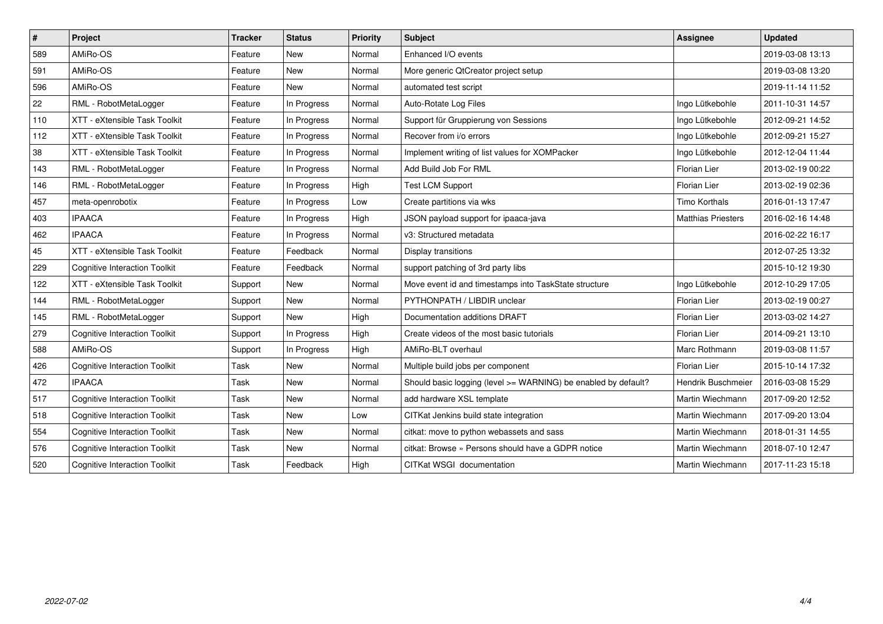| # | Project | Tracker | Status | Priority | Subject | Assignee | Updated |
|---|---|---|---|---|---|---|---|
| 589 | AMiRo-OS | Feature | New | Normal | Enhanced I/O events | | 2019-03-08 13:13 |
| 591 | AMiRo-OS | Feature | New | Normal | More generic QtCreator project setup | | 2019-03-08 13:20 |
| 596 | AMiRo-OS | Feature | New | Normal | automated test script | | 2019-11-14 11:52 |
| 22 | RML - RobotMetaLogger | Feature | In Progress | Normal | Auto-Rotate Log Files | Ingo Lütkebohle | 2011-10-31 14:57 |
| 110 | XTT - eXtensible Task Toolkit | Feature | In Progress | Normal | Support für Gruppierung von Sessions | Ingo Lütkebohle | 2012-09-21 14:52 |
| 112 | XTT - eXtensible Task Toolkit | Feature | In Progress | Normal | Recover from i/o errors | Ingo Lütkebohle | 2012-09-21 15:27 |
| 38 | XTT - eXtensible Task Toolkit | Feature | In Progress | Normal | Implement writing of list values for XOMPacker | Ingo Lütkebohle | 2012-12-04 11:44 |
| 143 | RML - RobotMetaLogger | Feature | In Progress | Normal | Add Build Job For RML | Florian Lier | 2013-02-19 00:22 |
| 146 | RML - RobotMetaLogger | Feature | In Progress | High | Test LCM Support | Florian Lier | 2013-02-19 02:36 |
| 457 | meta-openrobotix | Feature | In Progress | Low | Create partitions via wks | Timo Korthals | 2016-01-13 17:47 |
| 403 | IPAACA | Feature | In Progress | High | JSON payload support for ipaaca-java | Matthias Priesters | 2016-02-16 14:48 |
| 462 | IPAACA | Feature | In Progress | Normal | v3: Structured metadata | | 2016-02-22 16:17 |
| 45 | XTT - eXtensible Task Toolkit | Feature | Feedback | Normal | Display transitions | | 2012-07-25 13:32 |
| 229 | Cognitive Interaction Toolkit | Feature | Feedback | Normal | support patching of 3rd party libs | | 2015-10-12 19:30 |
| 122 | XTT - eXtensible Task Toolkit | Support | New | Normal | Move event id and timestamps into TaskState structure | Ingo Lütkebohle | 2012-10-29 17:05 |
| 144 | RML - RobotMetaLogger | Support | New | Normal | PYTHONPATH / LIBDIR unclear | Florian Lier | 2013-02-19 00:27 |
| 145 | RML - RobotMetaLogger | Support | New | High | Documentation additions DRAFT | Florian Lier | 2013-03-02 14:27 |
| 279 | Cognitive Interaction Toolkit | Support | In Progress | High | Create videos of the most basic tutorials | Florian Lier | 2014-09-21 13:10 |
| 588 | AMiRo-OS | Support | In Progress | High | AMiRo-BLT overhaul | Marc Rothmann | 2019-03-08 11:57 |
| 426 | Cognitive Interaction Toolkit | Task | New | Normal | Multiple build jobs per component | Florian Lier | 2015-10-14 17:32 |
| 472 | IPAACA | Task | New | Normal | Should basic logging (level >= WARNING) be enabled by default? | Hendrik Buschmeier | 2016-03-08 15:29 |
| 517 | Cognitive Interaction Toolkit | Task | New | Normal | add hardware XSL template | Martin Wiechmann | 2017-09-20 12:52 |
| 518 | Cognitive Interaction Toolkit | Task | New | Low | CITKat Jenkins build state integration | Martin Wiechmann | 2017-09-20 13:04 |
| 554 | Cognitive Interaction Toolkit | Task | New | Normal | citkat: move to python webassets and sass | Martin Wiechmann | 2018-01-31 14:55 |
| 576 | Cognitive Interaction Toolkit | Task | New | Normal | citkat: Browse » Persons should have a GDPR notice | Martin Wiechmann | 2018-07-10 12:47 |
| 520 | Cognitive Interaction Toolkit | Task | Feedback | High | CITKat WSGI documentation | Martin Wiechmann | 2017-11-23 15:18 |